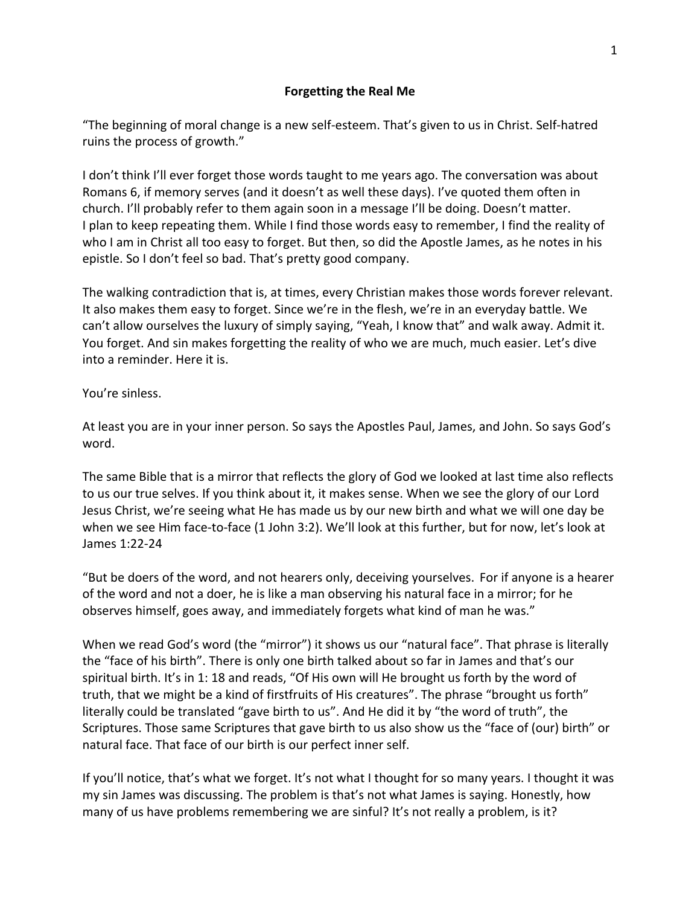# Forgetting the Real Me

"The beginning of moral change is a new self-esteem. That's given to us in Christ. Self-hatred ruins the process of growth."

I don't think I'll ever forget those words taught to me years ago. The conversation was about Romans 6, if memory serves (and it doesn't as well these days). I've quoted them often in church. I'll probably refer to them again soon in a message I'll be doing. Doesn't matter. I plan to keep repeating them. While I find those words easy to remember, I find the reality of who I am in Christ all too easy to forget. But then, so did the Apostle James, as he notes in his epistle. So I don't feel so bad. That's pretty good company.

The walking contradiction that is, at times, every Christian makes those words forever relevant. It also makes them easy to forget. Since we're in the flesh, we're in an everyday battle. We can't allow ourselves the luxury of simply saying, "Yeah, I know that" and walk away. Admit it. You forget. And sin makes forgetting the reality of who we are much, much easier. Let's dive into a reminder. Here it is.

You're sinless.

At least you are in your inner person. So says the Apostles Paul, James, and John. So says God's word.

The same Bible that is a mirror that reflects the glory of God we looked at last time also reflects to us our true selves. If you think about it, it makes sense. When we see the glory of our Lord Jesus Christ, we're seeing what He has made us by our new birth and what we will one day be when we see Him face-to-face (1 John 3:2). We'll look at this further, but for now, let's look at James 1:22-24

"But be doers of the word, and not hearers only, deceiving yourselves. For if anyone is a hearer of the word and not a doer, he is like a man observing his natural face in a mirror; for he observes himself, goes away, and immediately forgets what kind of man he was."

When we read God's word (the "mirror") it shows us our "natural face". That phrase is literally the "face of his birth". There is only one birth talked about so far in James and that's our spiritual birth. It's in 1: 18 and reads, "Of His own will He brought us forth by the word of truth, that we might be a kind of firstfruits of His creatures". The phrase "brought us forth" literally could be translated "gave birth to us". And He did it by "the word of truth", the Scriptures. Those same Scriptures that gave birth to us also show us the "face of (our) birth" or natural face. That face of our birth is our perfect inner self.

If you'll notice, that's what we forget. It's not what I thought for so many years. I thought it was my sin James was discussing. The problem is that's not what James is saying. Honestly, how many of us have problems remembering we are sinful? It's not really a problem, is it?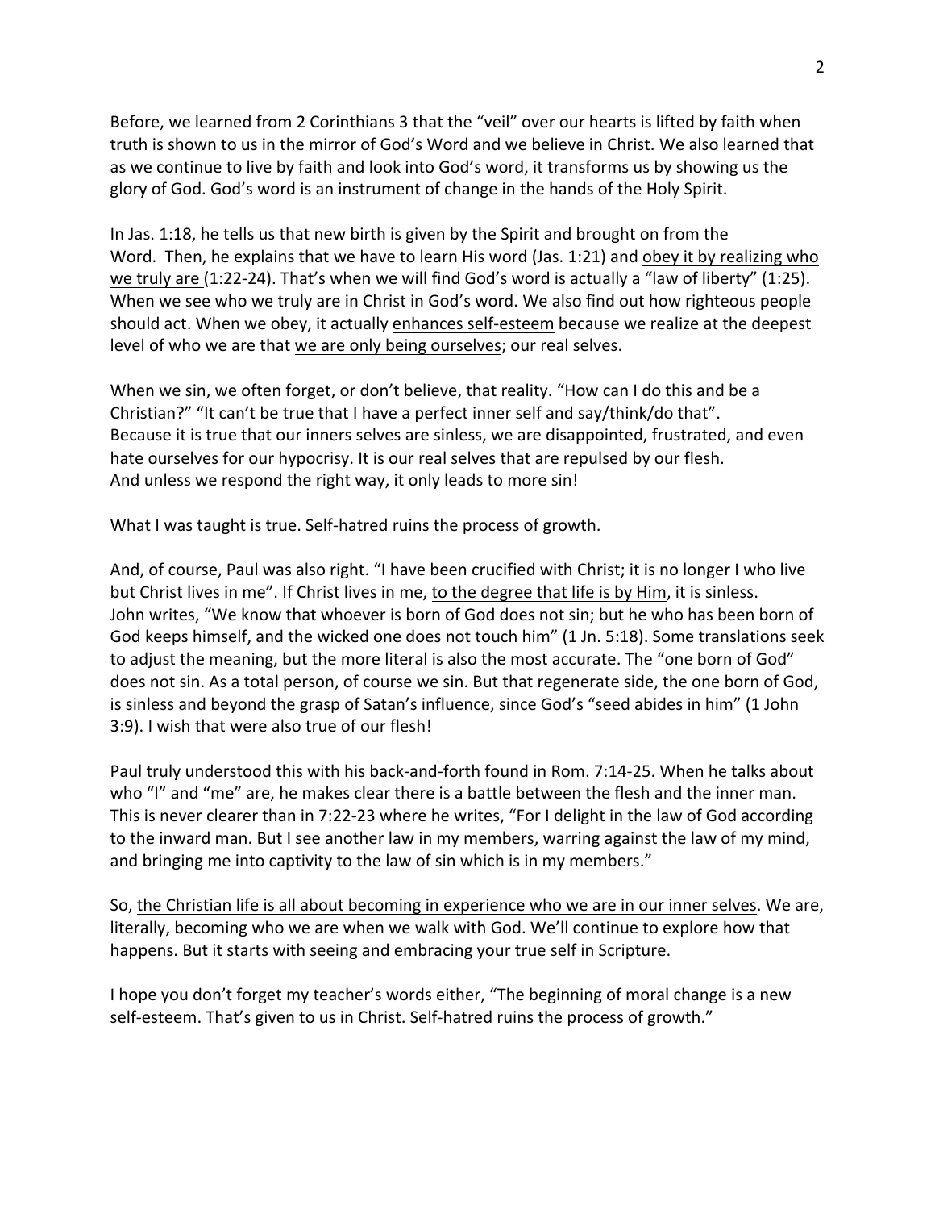Before, we learned from 2 Corinthians 3 that the "veil" over our hearts is lifted by faith when truth is shown to us in the mirror of God's Word and we believe in Christ. We also learned that as we continue to live by faith and look into God's word, it transforms us by showing us the glory of God. <u>God's word is an instrument of change in the hands of the Holy Spirit</u>.

In Jas. 1:18, he tells us that new birth is given by the Spirit and brought on from the Word. Then, he explains that we have to learn His word (Jas. 1:21) and <u>obey it by realizing who we truly are</u> (1:22-24). That's when we will find God's word is actually a "law of liberty" (1:25). When we see who we truly are in Christ in God's word. We also find out how righteous people should act. When we obey, it actually <u>enhances self-esteem</u> because we realize at the deepest level of who we are that <u>we are only being ourselves</u>; our real selves.

When we sin, we often forget, or don't believe, that reality. "How can I do this and be a Christian?" "It can't be true that I have a perfect inner self and say/think/do that". <u>Because</u> it is true that our inners selves are sinless, we are disappointed, frustrated, and even hate ourselves for our hypocrisy. It is our real selves that are repulsed by our flesh. And unless we respond the right way, it only leads to more sin!

What I was taught is true. Self-hatred ruins the process of growth.

And, of course, Paul was also right. "I have been crucified with Christ; it is no longer I who live but Christ lives in me". If Christ lives in me, <u>to the degree that life is by Him</u>, it is sinless. John writes, "We know that whoever is born of God does not sin; but he who has been born of God keeps himself, and the wicked one does not touch him" (1 Jn. 5:18). Some translations seek to adjust the meaning, but the more literal is also the most accurate. The "one born of God" does not sin. As a total person, of course we sin. But that regenerate side, the one born of God, is sinless and beyond the grasp of Satan's influence, since God's "seed abides in him" (1 John 3:9). I wish that were also true of our flesh!

Paul truly understood this with his back-and-forth found in Rom. 7:14-25. When he talks about who "I" and "me" are, he makes clear there is a battle between the flesh and the inner man. This is never clearer than in 7:22-23 where he writes, "For I delight in the law of God according to the inward man. But I see another law in my members, warring against the law of my mind, and bringing me into captivity to the law of sin which is in my members."

So, <u>the Christian life is all about becoming in experience who we are in our inner selves</u>. We are, literally, becoming who we are when we walk with God. We'll continue to explore how that happens. But it starts with seeing and embracing your true self in Scripture.

I hope you don't forget my teacher's words either, "The beginning of moral change is a new self-esteem. That's given to us in Christ. Self-hatred ruins the process of growth."